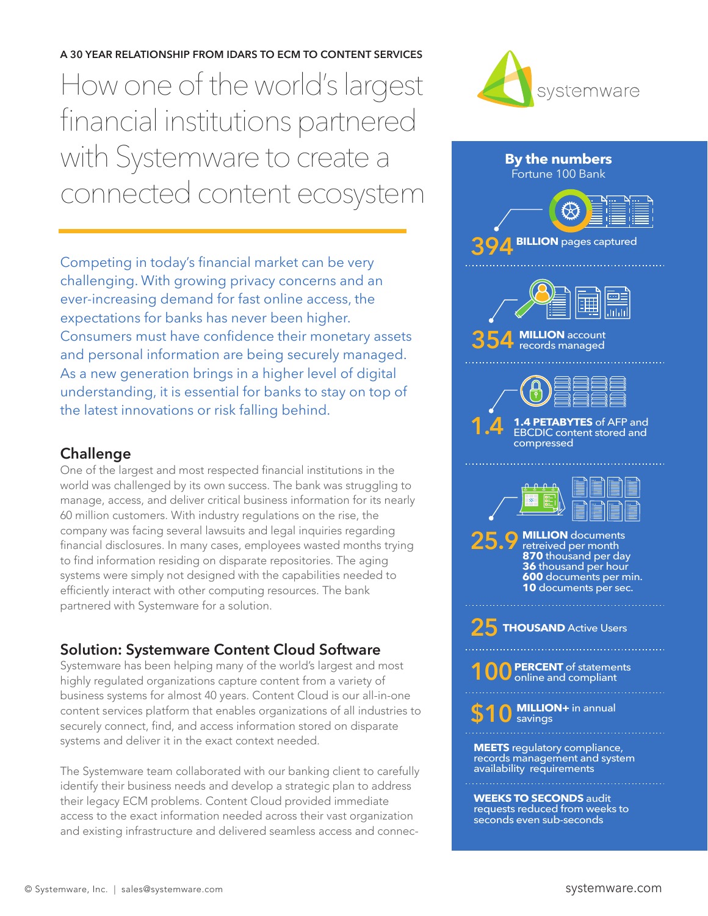A 30 YEAR RELATIONSHIP FROM IDARS TO ECM TO CONTENT SERVICES

# How one of the world's largest financial institutions partnered with Systemware to create a connected content ecosystem

Competing in today's financial market can be very challenging. With growing privacy concerns and an ever-increasing demand for fast online access, the expectations for banks has never been higher. Consumers must have confidence their monetary assets and personal information are being securely managed. As a new generation brings in a higher level of digital understanding, it is essential for banks to stay on top of the latest innovations or risk falling behind.

## Challenge

One of the largest and most respected financial institutions in the world was challenged by its own success. The bank was struggling to manage, access, and deliver critical business information for its nearly 60 million customers. With industry regulations on the rise, the company was facing several lawsuits and legal inquiries regarding financial disclosures. In many cases, employees wasted months trying to find information residing on disparate repositories. The aging systems were simply not designed with the capabilities needed to efficiently interact with other computing resources. The bank partnered with Systemware for a solution.

## Solution: Systemware Content Cloud Software

Systemware has been helping many of the world's largest and most highly regulated organizations capture content from a variety of business systems for almost 40 years. Content Cloud is our all-in-one content services platform that enables organizations of all industries to securely connect, find, and access information stored on disparate systems and deliver it in the exact context needed.

The Systemware team collaborated with our banking client to carefully identify their business needs and develop a strategic plan to address their legacy ECM problems. Content Cloud provided immediate access to the exact information needed across their vast organization and existing infrastructure and delivered seamless access and connec-

## By the numbers

Fortune 100 Bank

- **394 BILLION** pages captured
- **354 MILLION** account records managed
- **1.4 PETABYTES** of AFP and EBCDIC content stored and compressed
- **25.9 MILLION** documents retreived per month
  - **870** thousand per day
  - **36** thousand per hour
  - **600** documents per min.
  - **10** documents per sec.
- **25 THOUSAND** Active Users
- **100 PERCENT** of statements online and compliant
- **$10 MILLION+** in annual savings
- **MEETS** regulatory compliance, records management and system availability requirements
- **WEEKS TO SECONDS** audit requests reduced from weeks to seconds even sub-seconds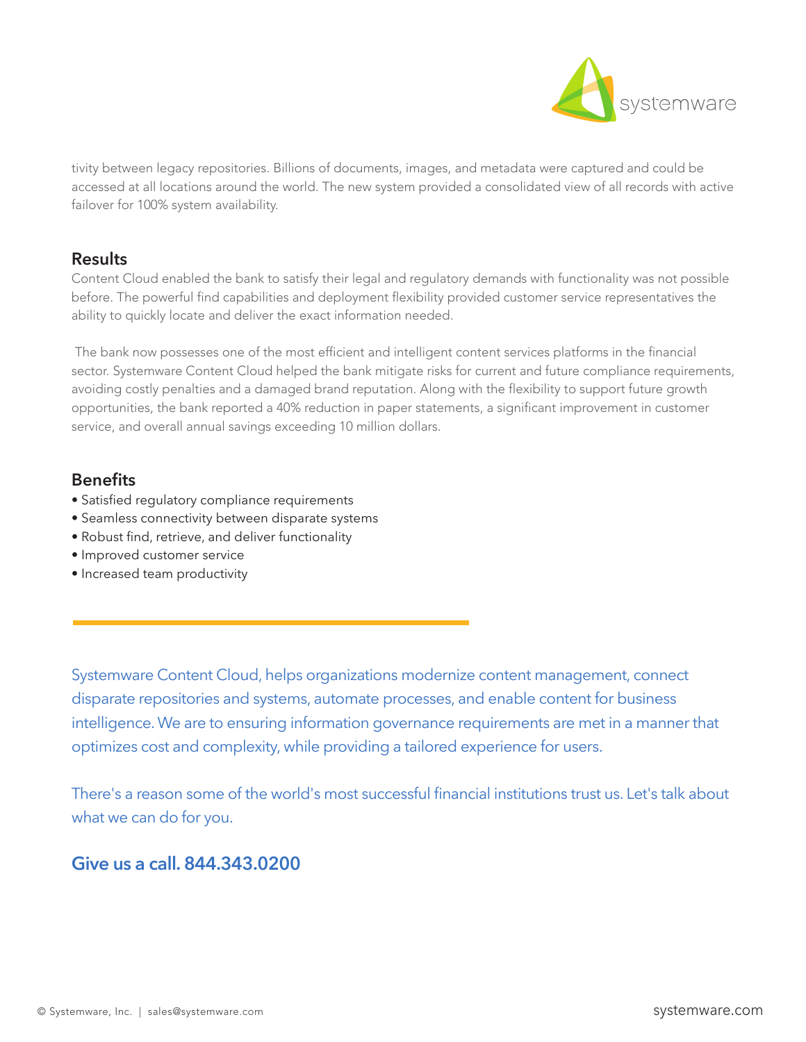tivity between legacy repositories. Billions of documents, images, and metadata were captured and could be accessed at all locations around the world. The new system provided a consolidated view of all records with active failover for 100% system availability.

## Results

Content Cloud enabled the bank to satisfy their legal and regulatory demands with functionality was not possible before. The powerful find capabilities and deployment flexibility provided customer service representatives the ability to quickly locate and deliver the exact information needed.

The bank now possesses one of the most efficient and intelligent content services platforms in the financial sector. Systemware Content Cloud helped the bank mitigate risks for current and future compliance requirements, avoiding costly penalties and a damaged brand reputation. Along with the flexibility to support future growth opportunities, the bank reported a 40% reduction in paper statements, a significant improvement in customer service, and overall annual savings exceeding 10 million dollars.

## Benefits

- Satisfied regulatory compliance requirements
- Seamless connectivity between disparate systems
- Robust find, retrieve, and deliver functionality
- Improved customer service
- Increased team productivity

Systemware Content Cloud, helps organizations modernize content management, connect disparate repositories and systems, automate processes, and enable content for business intelligence. We are to ensuring information governance requirements are met in a manner that optimizes cost and complexity, while providing a tailored experience for users.

There's a reason some of the world's most successful financial institutions trust us. Let's talk about what we can do for you.

**Give us a call. 844.343.0200**

© Systemware, Inc. | sales@systemware.com

systemware.com